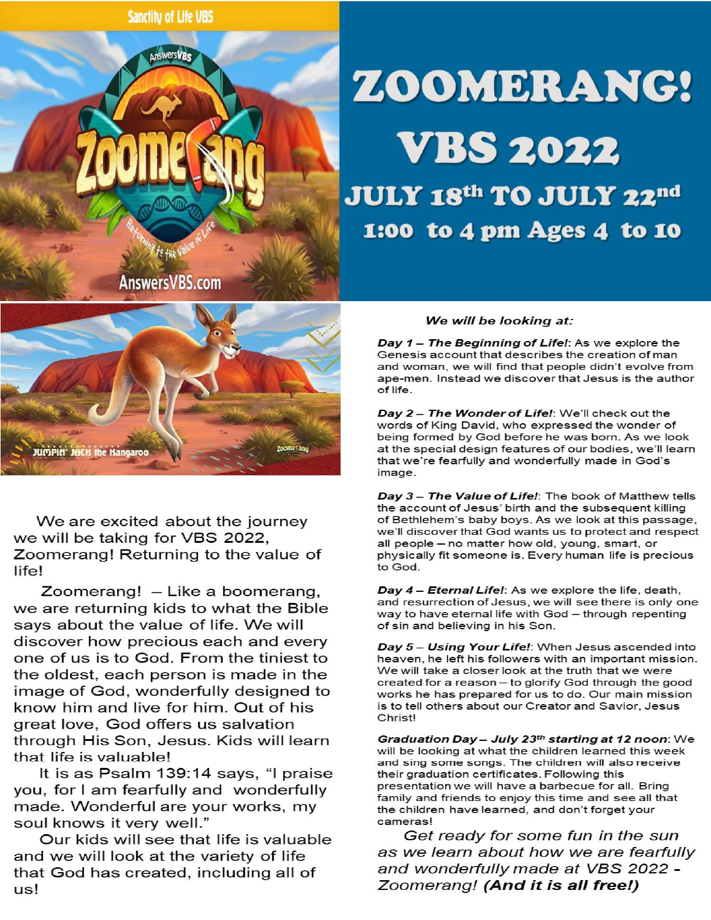Sanctity of Life VBS

# ZOOMERANG!

# VBS 2022

## JULY 18th TO JULY 22nd

## 1:00 to 4 pm Ages 4 to 10

We are excited about the journey we will be taking for VBS 2022, Zoomerang! Returning to the value of life!

Zoomerang! – Like a boomerang, we are returning kids to what the Bible says about the value of life. We will discover how precious each and every one of us is to God. From the tiniest to the oldest, each person is made in the image of God, wonderfully designed to know him and live for him. Out of his great love, God offers us salvation through His Son, Jesus. Kids will learn that life is valuable!

It is as Psalm 139:14 says, "I praise you, for I am fearfully and wonderfully made. Wonderful are your works, my soul knows it very well."

Our kids will see that life is valuable and we will look at the variety of life that God has created, including all of us!

***We will be looking at:***

***Day 1 – The Beginning of Life!***: As we explore the Genesis account that describes the creation of man and woman, we will find that people didn't evolve from ape-men. Instead we discover that Jesus is the author of life.

***Day 2 – The Wonder of Life!***: We'll check out the words of King David, who expressed the wonder of being formed by God before he was born. As we look at the special design features of our bodies, we'll learn that we're fearfully and wonderfully made in God's image.

***Day 3 – The Value of Life!***: The book of Matthew tells the account of Jesus' birth and the subsequent killing of Bethlehem's baby boys. As we look at this passage, we'll discover that God wants us to protect and respect all people – no matter how old, young, smart, or physically fit someone is. Every human life is precious to God.

***Day 4 – Eternal Life!***: As we explore the life, death, and resurrection of Jesus, we will see there is only one way to have eternal life with God – through repenting of sin and believing in his Son.

***Day 5 – Using Your Life!***: When Jesus ascended into heaven, he left his followers with an important mission. We will take a closer look at the truth that we were created for a reason – to glorify God through the good works he has prepared for us to do. Our main mission is to tell others about our Creator and Savior, Jesus Christ!

***Graduation Day – July 23rd starting at 12 noon***: We will be looking at what the children learned this week and sing some songs. The children will also receive their graduation certificates. Following this presentation we will have a barbecue for all. Bring family and friends to enjoy this time and see all that the children have learned, and don't forget your cameras!

*Get ready for some fun in the sun as we learn about how we are fearfully and wonderfully made at VBS 2022 - Zoomerang!* ***(And it is all free!)***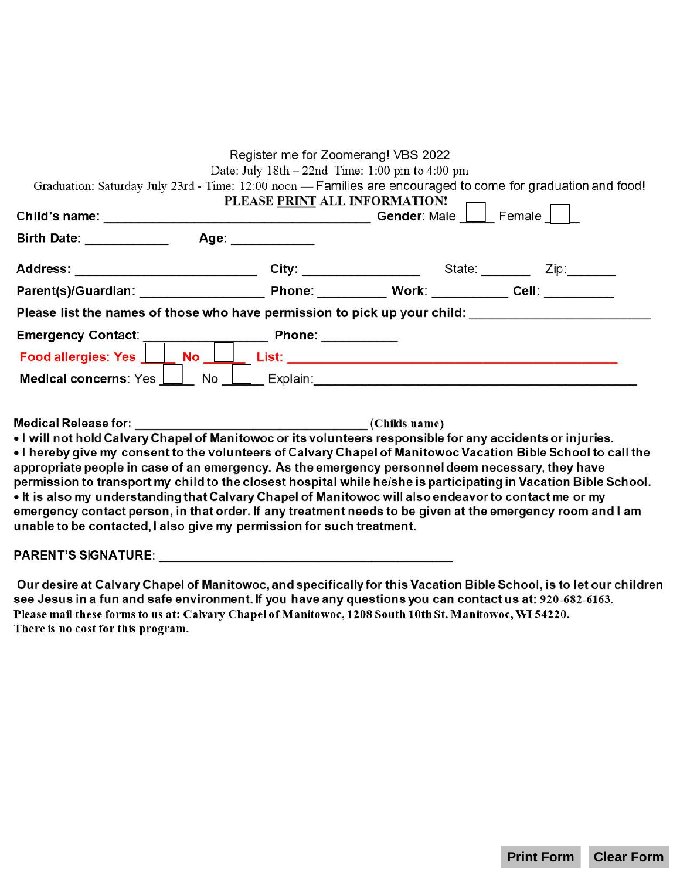Register me for Zoomerang! VBS 2022

Date: July 18th – 22nd Time: 1:00 pm to 4:00 pm

Graduation: Saturday July 23rd - Time: 12:00 noon — Families are encouraged to come for graduation and food!

**PLEASE PRINT ALL INFORMATION!**

**Child's name:** ______________________________ **Gender**: Male ☐ Female ☐

**Birth Date:** __________ **Age**: __________

**Address:** ____________________ **City:** ______________ State: ______ Zip: ______

**Parent(s)/Guardian:** ______________ **Phone:** ________ **Work:** _________ **Cell:** ________

**Please list the names of those who have permission to pick up your child:** ____________________

**Emergency Contact**: ______________ **Phone:** _________

**Food allergies: Yes** ☐ **No** ☐ **List:** ________________________________________

**Medical concerns**: Yes ☐ No ☐ Explain: ________________________________________

**Medical Release for:** ____________________________ **(Childs name)**

- **I will not hold Calvary Chapel of Manitowoc or its volunteers responsible for any accidents or injuries.**
- **I hereby give my consent to the volunteers of Calvary Chapel of Manitowoc Vacation Bible School to call the appropriate people in case of an emergency. As the emergency personnel deem necessary, they have permission to transport my child to the closest hospital while he/she is participating in Vacation Bible School.**
- **It is also my understanding that Calvary Chapel of Manitowoc will also endeavor to contact me or my emergency contact person, in that order. If any treatment needs to be given at the emergency room and I am unable to be contacted, I also give my permission for such treatment.**

**PARENT'S SIGNATURE:** ____________________________________

**Our desire at Calvary Chapel of Manitowoc, and specifically for this Vacation Bible School, is to let our children see Jesus in a fun and safe environment. If you have any questions you can contact us at: 920-682-6163.**
**Please mail these forms to us at: Calvary Chapel of Manitowoc, 1208 South 10th St. Manitowoc, WI 54220.**
**There is no cost for this program.**

Print Form Clear Form